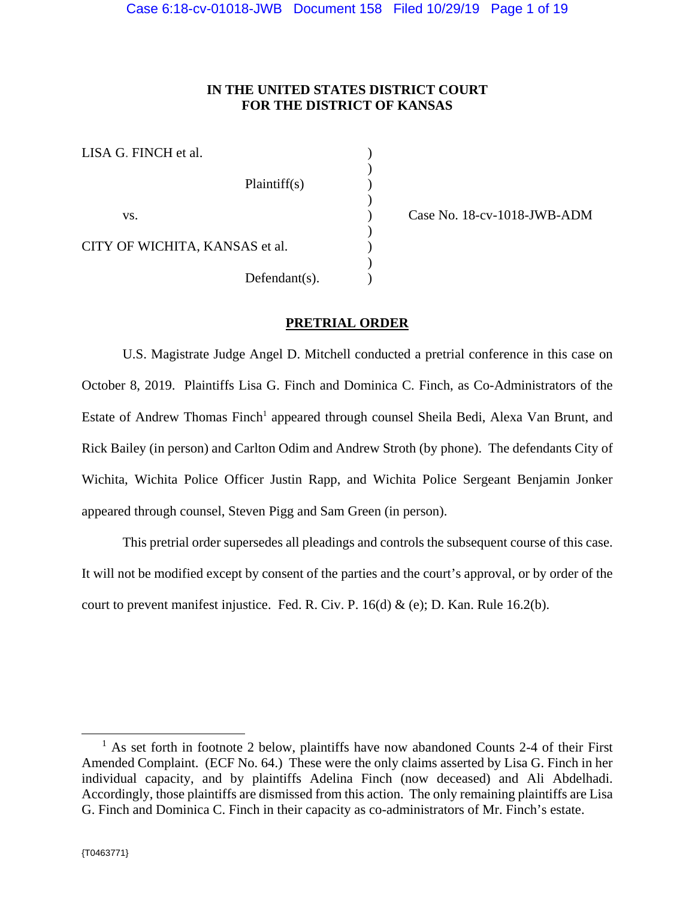**IN THE UNITED STATES DISTRICT COURT**
**FOR THE DISTRICT OF KANSAS**

| | | |
|---|---|---|
| LISA G. FINCH et al. | ) | |
| | ) | |
| Plaintiff(s) | ) | |
| | ) | |
| vs. | ) | Case No. 18-cv-1018-JWB-ADM |
| | ) | |
| CITY OF WICHITA, KANSAS et al. | ) | |
| | ) | |
| Defendant(s). | ) | |

**PRETRIAL ORDER**

U.S. Magistrate Judge Angel D. Mitchell conducted a pretrial conference in this case on October 8, 2019. Plaintiffs Lisa G. Finch and Dominica C. Finch, as Co-Administrators of the Estate of Andrew Thomas Finch[1] appeared through counsel Sheila Bedi, Alexa Van Brunt, and Rick Bailey (in person) and Carlton Odim and Andrew Stroth (by phone). The defendants City of Wichita, Wichita Police Officer Justin Rapp, and Wichita Police Sergeant Benjamin Jonker appeared through counsel, Steven Pigg and Sam Green (in person).

This pretrial order supersedes all pleadings and controls the subsequent course of this case. It will not be modified except by consent of the parties and the court's approval, or by order of the court to prevent manifest injustice. Fed. R. Civ. P. 16(d) & (e); D. Kan. Rule 16.2(b).

[1] As set forth in footnote 2 below, plaintiffs have now abandoned Counts 2-4 of their First Amended Complaint. (ECF No. 64.) These were the only claims asserted by Lisa G. Finch in her individual capacity, and by plaintiffs Adelina Finch (now deceased) and Ali Abdelhadi. Accordingly, those plaintiffs are dismissed from this action. The only remaining plaintiffs are Lisa G. Finch and Dominica C. Finch in their capacity as co-administrators of Mr. Finch's estate.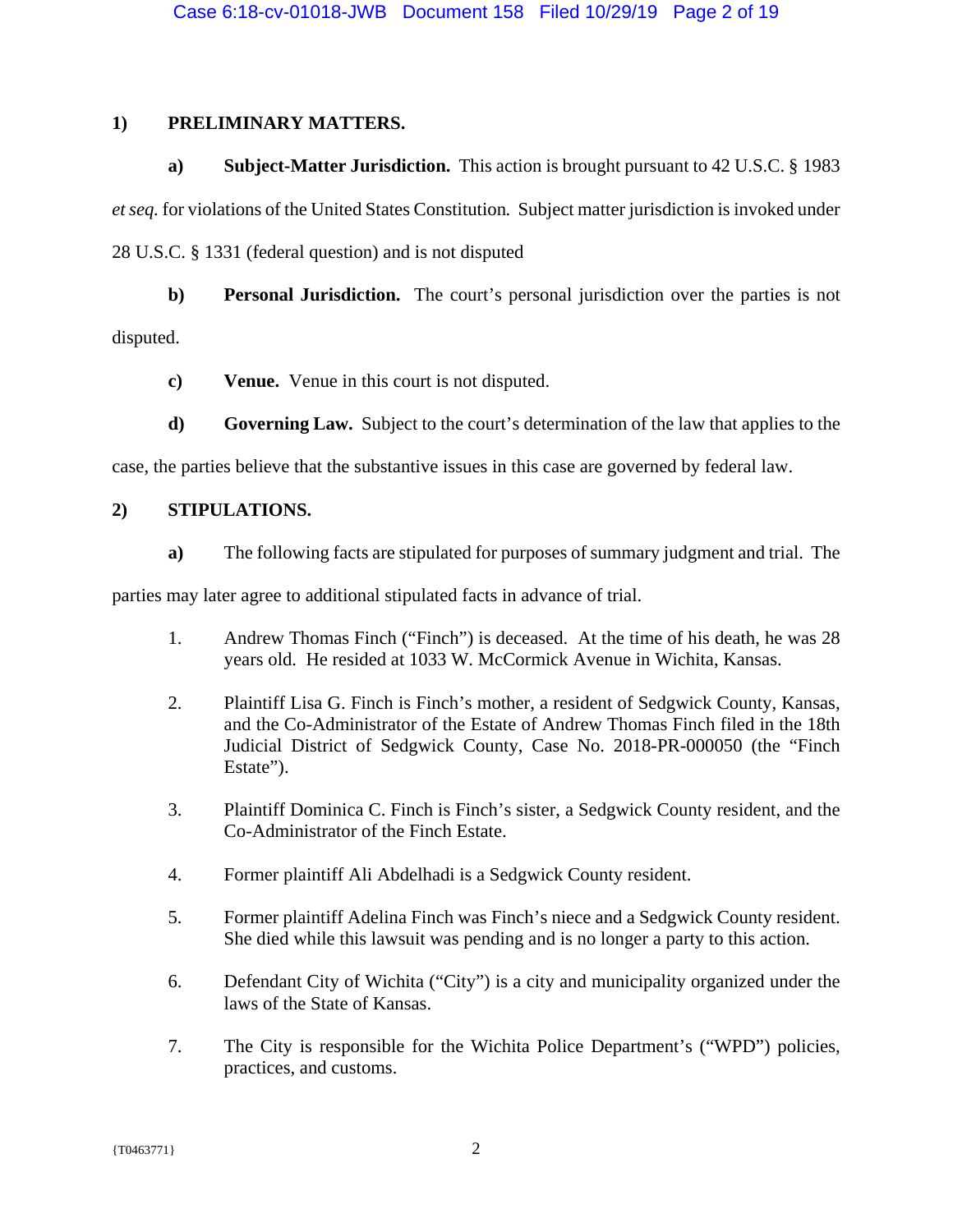## 1) PRELIMINARY MATTERS.

**a) Subject-Matter Jurisdiction.** This action is brought pursuant to 42 U.S.C. § 1983 *et seq.* for violations of the United States Constitution. Subject matter jurisdiction is invoked under 28 U.S.C. § 1331 (federal question) and is not disputed

**b) Personal Jurisdiction.** The court's personal jurisdiction over the parties is not disputed.

**c) Venue.** Venue in this court is not disputed.

**d) Governing Law.** Subject to the court's determination of the law that applies to the case, the parties believe that the substantive issues in this case are governed by federal law.

## 2) STIPULATIONS.

**a)** The following facts are stipulated for purposes of summary judgment and trial. The parties may later agree to additional stipulated facts in advance of trial.

1. Andrew Thomas Finch ("Finch") is deceased. At the time of his death, he was 28 years old. He resided at 1033 W. McCormick Avenue in Wichita, Kansas.

2. Plaintiff Lisa G. Finch is Finch's mother, a resident of Sedgwick County, Kansas, and the Co-Administrator of the Estate of Andrew Thomas Finch filed in the 18th Judicial District of Sedgwick County, Case No. 2018-PR-000050 (the "Finch Estate").

3. Plaintiff Dominica C. Finch is Finch's sister, a Sedgwick County resident, and the Co-Administrator of the Finch Estate.

4. Former plaintiff Ali Abdelhadi is a Sedgwick County resident.

5. Former plaintiff Adelina Finch was Finch's niece and a Sedgwick County resident. She died while this lawsuit was pending and is no longer a party to this action.

6. Defendant City of Wichita ("City") is a city and municipality organized under the laws of the State of Kansas.

7. The City is responsible for the Wichita Police Department's ("WPD") policies, practices, and customs.

{T0463771}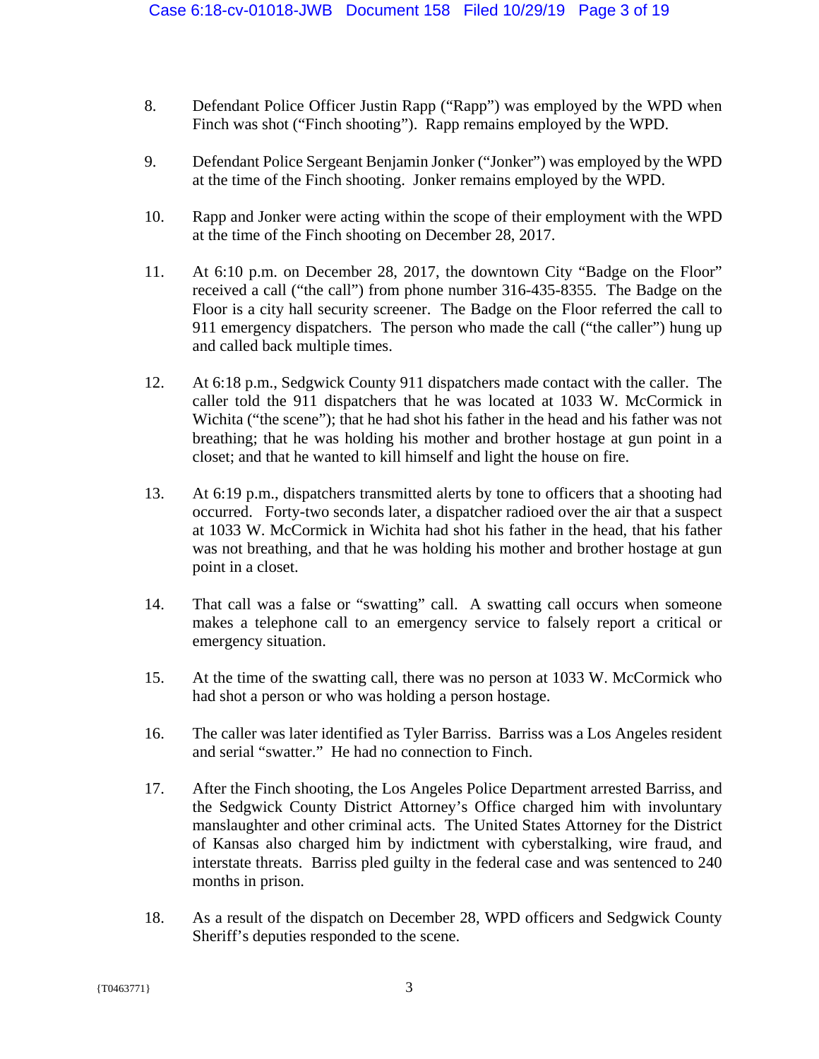8. Defendant Police Officer Justin Rapp ("Rapp") was employed by the WPD when Finch was shot ("Finch shooting"). Rapp remains employed by the WPD.

9. Defendant Police Sergeant Benjamin Jonker ("Jonker") was employed by the WPD at the time of the Finch shooting. Jonker remains employed by the WPD.

10. Rapp and Jonker were acting within the scope of their employment with the WPD at the time of the Finch shooting on December 28, 2017.

11. At 6:10 p.m. on December 28, 2017, the downtown City "Badge on the Floor" received a call ("the call") from phone number 316-435-8355. The Badge on the Floor is a city hall security screener. The Badge on the Floor referred the call to 911 emergency dispatchers. The person who made the call ("the caller") hung up and called back multiple times.

12. At 6:18 p.m., Sedgwick County 911 dispatchers made contact with the caller. The caller told the 911 dispatchers that he was located at 1033 W. McCormick in Wichita ("the scene"); that he had shot his father in the head and his father was not breathing; that he was holding his mother and brother hostage at gun point in a closet; and that he wanted to kill himself and light the house on fire.

13. At 6:19 p.m., dispatchers transmitted alerts by tone to officers that a shooting had occurred. Forty-two seconds later, a dispatcher radioed over the air that a suspect at 1033 W. McCormick in Wichita had shot his father in the head, that his father was not breathing, and that he was holding his mother and brother hostage at gun point in a closet.

14. That call was a false or "swatting" call. A swatting call occurs when someone makes a telephone call to an emergency service to falsely report a critical or emergency situation.

15. At the time of the swatting call, there was no person at 1033 W. McCormick who had shot a person or who was holding a person hostage.

16. The caller was later identified as Tyler Barriss. Barriss was a Los Angeles resident and serial "swatter." He had no connection to Finch.

17. After the Finch shooting, the Los Angeles Police Department arrested Barriss, and the Sedgwick County District Attorney's Office charged him with involuntary manslaughter and other criminal acts. The United States Attorney for the District of Kansas also charged him by indictment with cyberstalking, wire fraud, and interstate threats. Barriss pled guilty in the federal case and was sentenced to 240 months in prison.

18. As a result of the dispatch on December 28, WPD officers and Sedgwick County Sheriff's deputies responded to the scene.

{T0463771}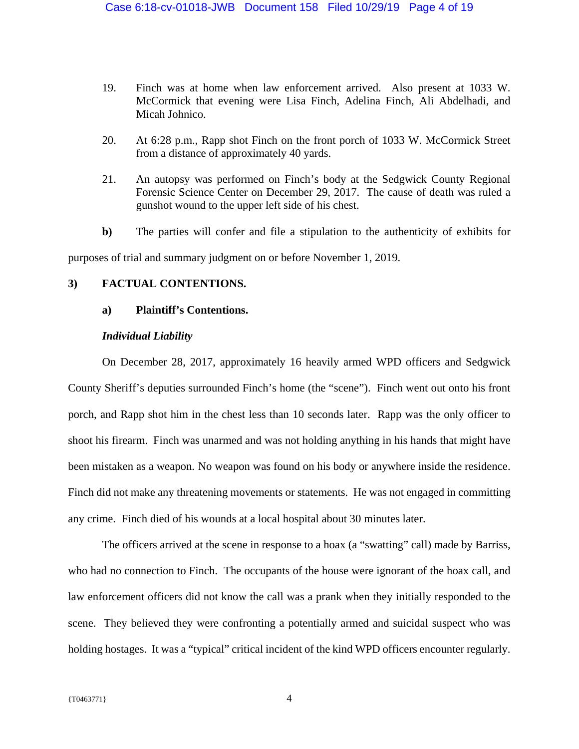19. Finch was at home when law enforcement arrived. Also present at 1033 W. McCormick that evening were Lisa Finch, Adelina Finch, Ali Abdelhadi, and Micah Johnico.

20. At 6:28 p.m., Rapp shot Finch on the front porch of 1033 W. McCormick Street from a distance of approximately 40 yards.

21. An autopsy was performed on Finch's body at the Sedgwick County Regional Forensic Science Center on December 29, 2017. The cause of death was ruled a gunshot wound to the upper left side of his chest.

**b)** The parties will confer and file a stipulation to the authenticity of exhibits for purposes of trial and summary judgment on or before November 1, 2019.

## 3) FACTUAL CONTENTIONS.

### a) Plaintiff's Contentions.

***Individual Liability***

On December 28, 2017, approximately 16 heavily armed WPD officers and Sedgwick County Sheriff's deputies surrounded Finch's home (the "scene"). Finch went out onto his front porch, and Rapp shot him in the chest less than 10 seconds later. Rapp was the only officer to shoot his firearm. Finch was unarmed and was not holding anything in his hands that might have been mistaken as a weapon. No weapon was found on his body or anywhere inside the residence. Finch did not make any threatening movements or statements. He was not engaged in committing any crime. Finch died of his wounds at a local hospital about 30 minutes later.

The officers arrived at the scene in response to a hoax (a "swatting" call) made by Barriss, who had no connection to Finch. The occupants of the house were ignorant of the hoax call, and law enforcement officers did not know the call was a prank when they initially responded to the scene. They believed they were confronting a potentially armed and suicidal suspect who was holding hostages. It was a "typical" critical incident of the kind WPD officers encounter regularly.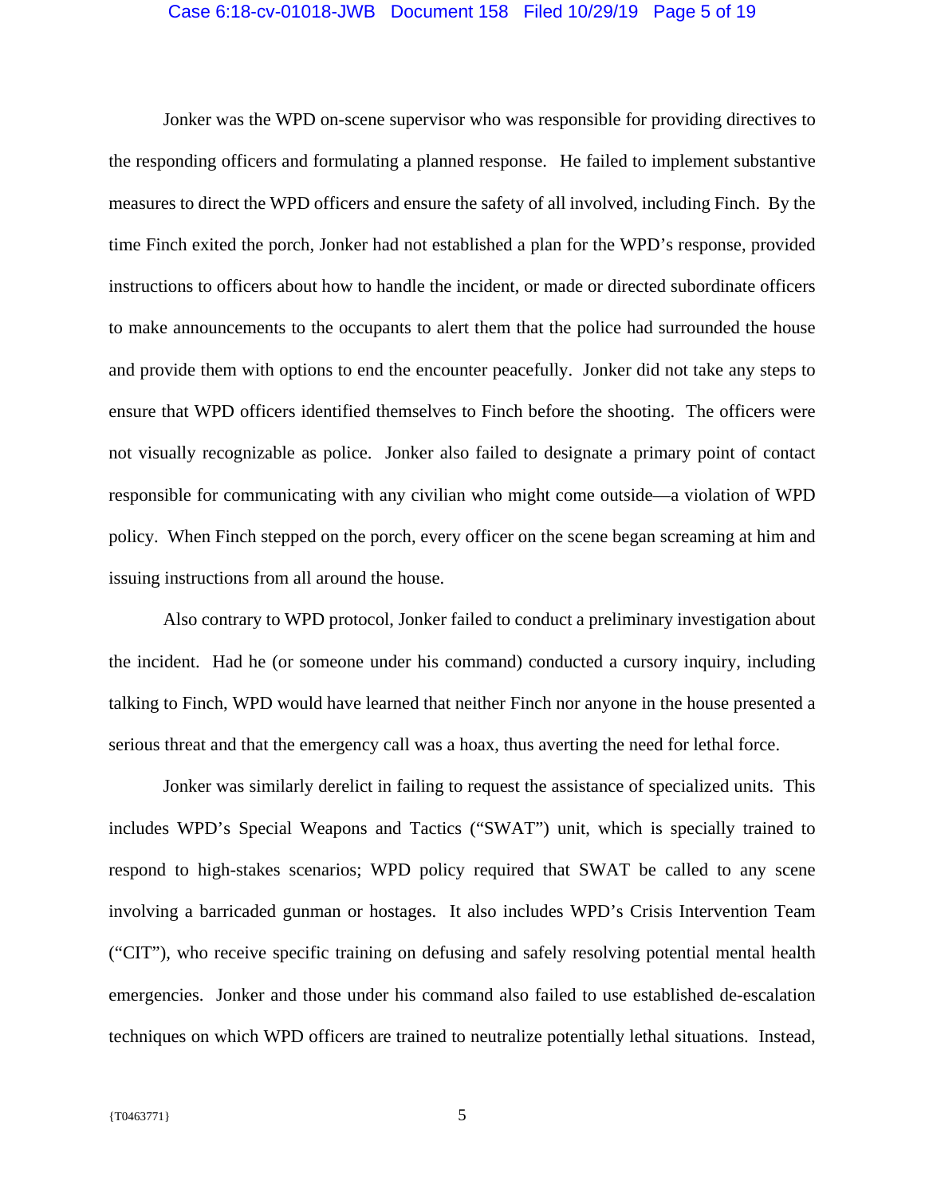Jonker was the WPD on-scene supervisor who was responsible for providing directives to the responding officers and formulating a planned response. He failed to implement substantive measures to direct the WPD officers and ensure the safety of all involved, including Finch. By the time Finch exited the porch, Jonker had not established a plan for the WPD's response, provided instructions to officers about how to handle the incident, or made or directed subordinate officers to make announcements to the occupants to alert them that the police had surrounded the house and provide them with options to end the encounter peacefully. Jonker did not take any steps to ensure that WPD officers identified themselves to Finch before the shooting. The officers were not visually recognizable as police. Jonker also failed to designate a primary point of contact responsible for communicating with any civilian who might come outside—a violation of WPD policy. When Finch stepped on the porch, every officer on the scene began screaming at him and issuing instructions from all around the house.

Also contrary to WPD protocol, Jonker failed to conduct a preliminary investigation about the incident. Had he (or someone under his command) conducted a cursory inquiry, including talking to Finch, WPD would have learned that neither Finch nor anyone in the house presented a serious threat and that the emergency call was a hoax, thus averting the need for lethal force.

Jonker was similarly derelict in failing to request the assistance of specialized units. This includes WPD's Special Weapons and Tactics ("SWAT") unit, which is specially trained to respond to high-stakes scenarios; WPD policy required that SWAT be called to any scene involving a barricaded gunman or hostages. It also includes WPD's Crisis Intervention Team ("CIT"), who receive specific training on defusing and safely resolving potential mental health emergencies. Jonker and those under his command also failed to use established de-escalation techniques on which WPD officers are trained to neutralize potentially lethal situations. Instead,

{T0463771}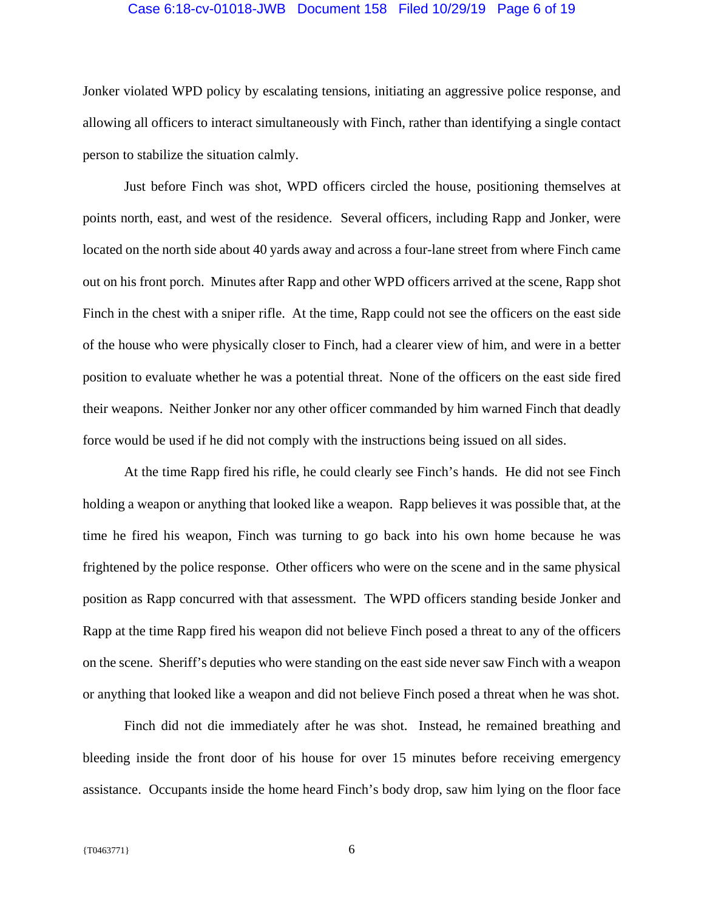Jonker violated WPD policy by escalating tensions, initiating an aggressive police response, and allowing all officers to interact simultaneously with Finch, rather than identifying a single contact person to stabilize the situation calmly.

Just before Finch was shot, WPD officers circled the house, positioning themselves at points north, east, and west of the residence. Several officers, including Rapp and Jonker, were located on the north side about 40 yards away and across a four-lane street from where Finch came out on his front porch. Minutes after Rapp and other WPD officers arrived at the scene, Rapp shot Finch in the chest with a sniper rifle. At the time, Rapp could not see the officers on the east side of the house who were physically closer to Finch, had a clearer view of him, and were in a better position to evaluate whether he was a potential threat. None of the officers on the east side fired their weapons. Neither Jonker nor any other officer commanded by him warned Finch that deadly force would be used if he did not comply with the instructions being issued on all sides.

At the time Rapp fired his rifle, he could clearly see Finch's hands. He did not see Finch holding a weapon or anything that looked like a weapon. Rapp believes it was possible that, at the time he fired his weapon, Finch was turning to go back into his own home because he was frightened by the police response. Other officers who were on the scene and in the same physical position as Rapp concurred with that assessment. The WPD officers standing beside Jonker and Rapp at the time Rapp fired his weapon did not believe Finch posed a threat to any of the officers on the scene. Sheriff's deputies who were standing on the east side never saw Finch with a weapon or anything that looked like a weapon and did not believe Finch posed a threat when he was shot.

Finch did not die immediately after he was shot. Instead, he remained breathing and bleeding inside the front door of his house for over 15 minutes before receiving emergency assistance. Occupants inside the home heard Finch's body drop, saw him lying on the floor face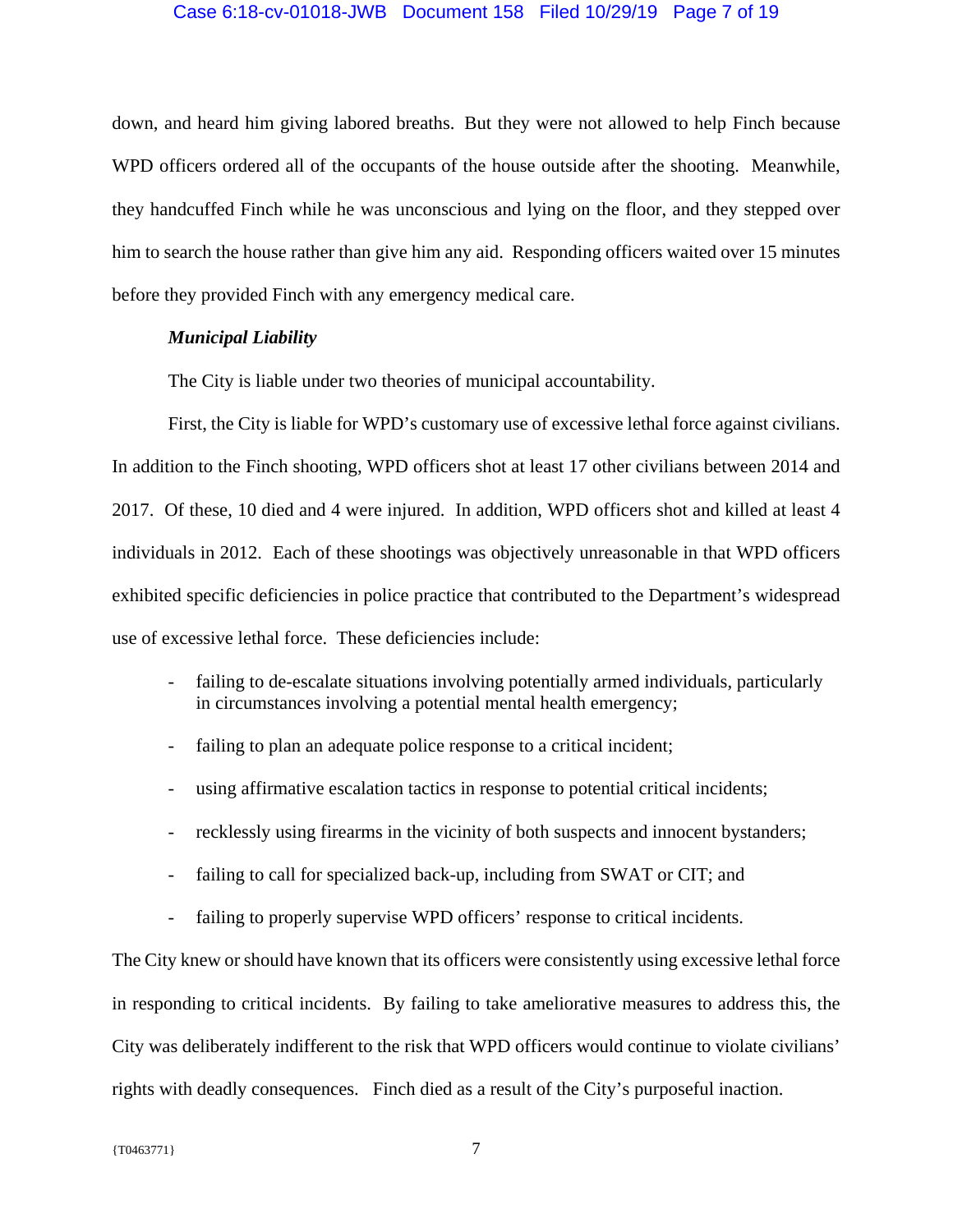down, and heard him giving labored breaths. But they were not allowed to help Finch because WPD officers ordered all of the occupants of the house outside after the shooting. Meanwhile, they handcuffed Finch while he was unconscious and lying on the floor, and they stepped over him to search the house rather than give him any aid. Responding officers waited over 15 minutes before they provided Finch with any emergency medical care.

***Municipal Liability***

The City is liable under two theories of municipal accountability.

First, the City is liable for WPD's customary use of excessive lethal force against civilians. In addition to the Finch shooting, WPD officers shot at least 17 other civilians between 2014 and 2017. Of these, 10 died and 4 were injured. In addition, WPD officers shot and killed at least 4 individuals in 2012. Each of these shootings was objectively unreasonable in that WPD officers exhibited specific deficiencies in police practice that contributed to the Department's widespread use of excessive lethal force. These deficiencies include:

- failing to de-escalate situations involving potentially armed individuals, particularly in circumstances involving a potential mental health emergency;
- failing to plan an adequate police response to a critical incident;
- using affirmative escalation tactics in response to potential critical incidents;
- recklessly using firearms in the vicinity of both suspects and innocent bystanders;
- failing to call for specialized back-up, including from SWAT or CIT; and
- failing to properly supervise WPD officers' response to critical incidents.

The City knew or should have known that its officers were consistently using excessive lethal force in responding to critical incidents. By failing to take ameliorative measures to address this, the City was deliberately indifferent to the risk that WPD officers would continue to violate civilians' rights with deadly consequences. Finch died as a result of the City's purposeful inaction.

{T0463771}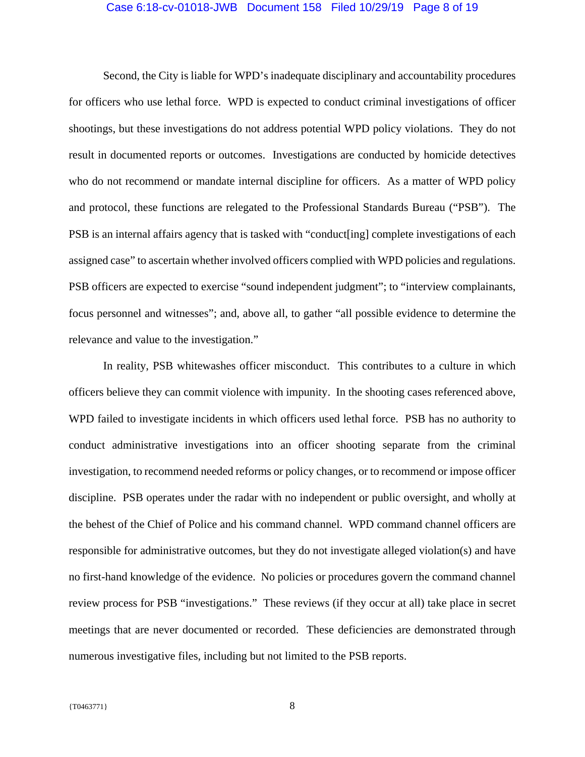Second, the City is liable for WPD's inadequate disciplinary and accountability procedures for officers who use lethal force. WPD is expected to conduct criminal investigations of officer shootings, but these investigations do not address potential WPD policy violations. They do not result in documented reports or outcomes. Investigations are conducted by homicide detectives who do not recommend or mandate internal discipline for officers. As a matter of WPD policy and protocol, these functions are relegated to the Professional Standards Bureau ("PSB"). The PSB is an internal affairs agency that is tasked with "conduct[ing] complete investigations of each assigned case" to ascertain whether involved officers complied with WPD policies and regulations. PSB officers are expected to exercise "sound independent judgment"; to "interview complainants, focus personnel and witnesses"; and, above all, to gather "all possible evidence to determine the relevance and value to the investigation."

In reality, PSB whitewashes officer misconduct. This contributes to a culture in which officers believe they can commit violence with impunity. In the shooting cases referenced above, WPD failed to investigate incidents in which officers used lethal force. PSB has no authority to conduct administrative investigations into an officer shooting separate from the criminal investigation, to recommend needed reforms or policy changes, or to recommend or impose officer discipline. PSB operates under the radar with no independent or public oversight, and wholly at the behest of the Chief of Police and his command channel. WPD command channel officers are responsible for administrative outcomes, but they do not investigate alleged violation(s) and have no first-hand knowledge of the evidence. No policies or procedures govern the command channel review process for PSB "investigations." These reviews (if they occur at all) take place in secret meetings that are never documented or recorded. These deficiencies are demonstrated through numerous investigative files, including but not limited to the PSB reports.

{T0463771}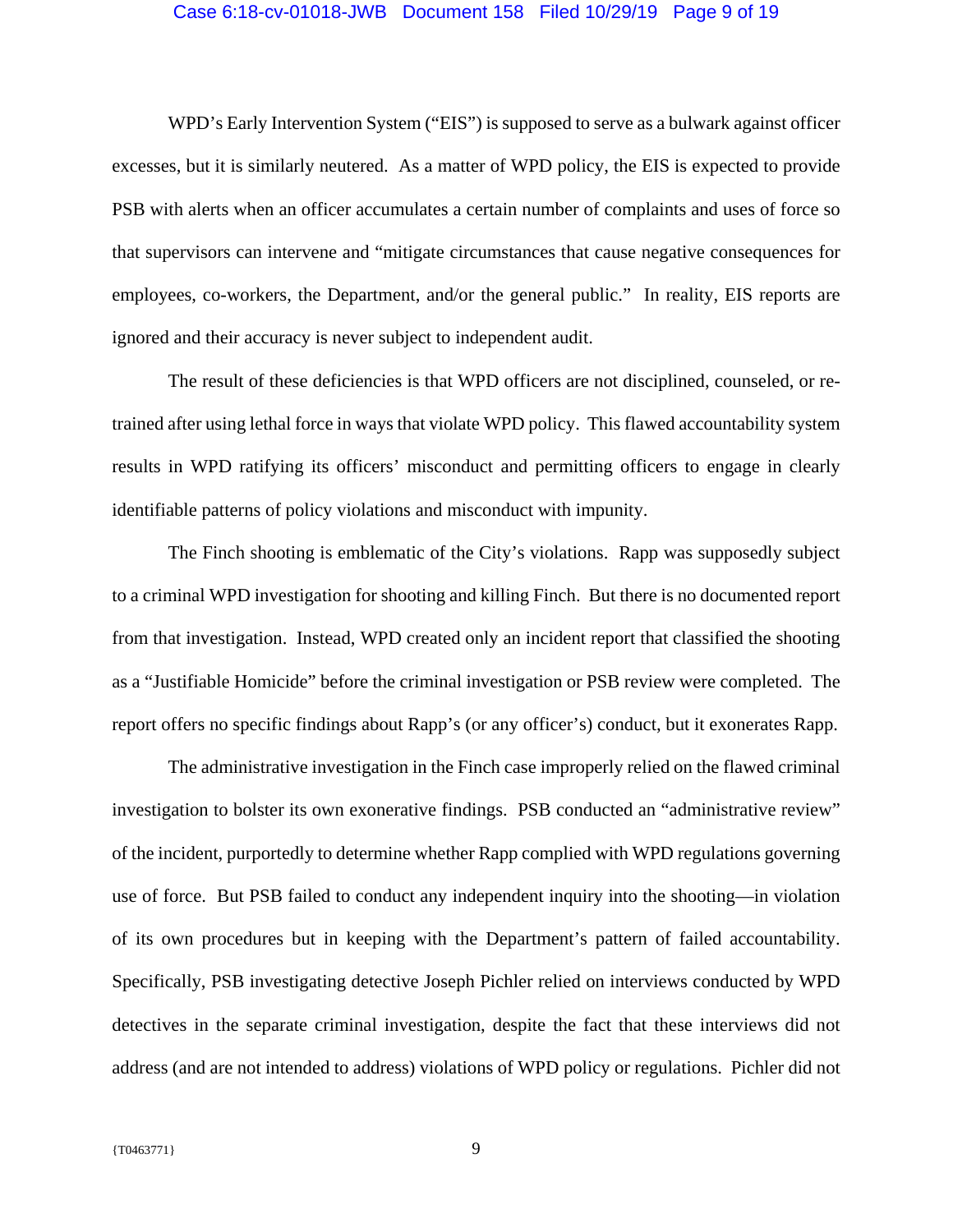WPD's Early Intervention System ("EIS") is supposed to serve as a bulwark against officer excesses, but it is similarly neutered. As a matter of WPD policy, the EIS is expected to provide PSB with alerts when an officer accumulates a certain number of complaints and uses of force so that supervisors can intervene and "mitigate circumstances that cause negative consequences for employees, co-workers, the Department, and/or the general public." In reality, EIS reports are ignored and their accuracy is never subject to independent audit.

The result of these deficiencies is that WPD officers are not disciplined, counseled, or re-trained after using lethal force in ways that violate WPD policy. This flawed accountability system results in WPD ratifying its officers' misconduct and permitting officers to engage in clearly identifiable patterns of policy violations and misconduct with impunity.

The Finch shooting is emblematic of the City's violations. Rapp was supposedly subject to a criminal WPD investigation for shooting and killing Finch. But there is no documented report from that investigation. Instead, WPD created only an incident report that classified the shooting as a "Justifiable Homicide" before the criminal investigation or PSB review were completed. The report offers no specific findings about Rapp's (or any officer's) conduct, but it exonerates Rapp.

The administrative investigation in the Finch case improperly relied on the flawed criminal investigation to bolster its own exonerative findings. PSB conducted an "administrative review" of the incident, purportedly to determine whether Rapp complied with WPD regulations governing use of force. But PSB failed to conduct any independent inquiry into the shooting—in violation of its own procedures but in keeping with the Department's pattern of failed accountability. Specifically, PSB investigating detective Joseph Pichler relied on interviews conducted by WPD detectives in the separate criminal investigation, despite the fact that these interviews did not address (and are not intended to address) violations of WPD policy or regulations. Pichler did not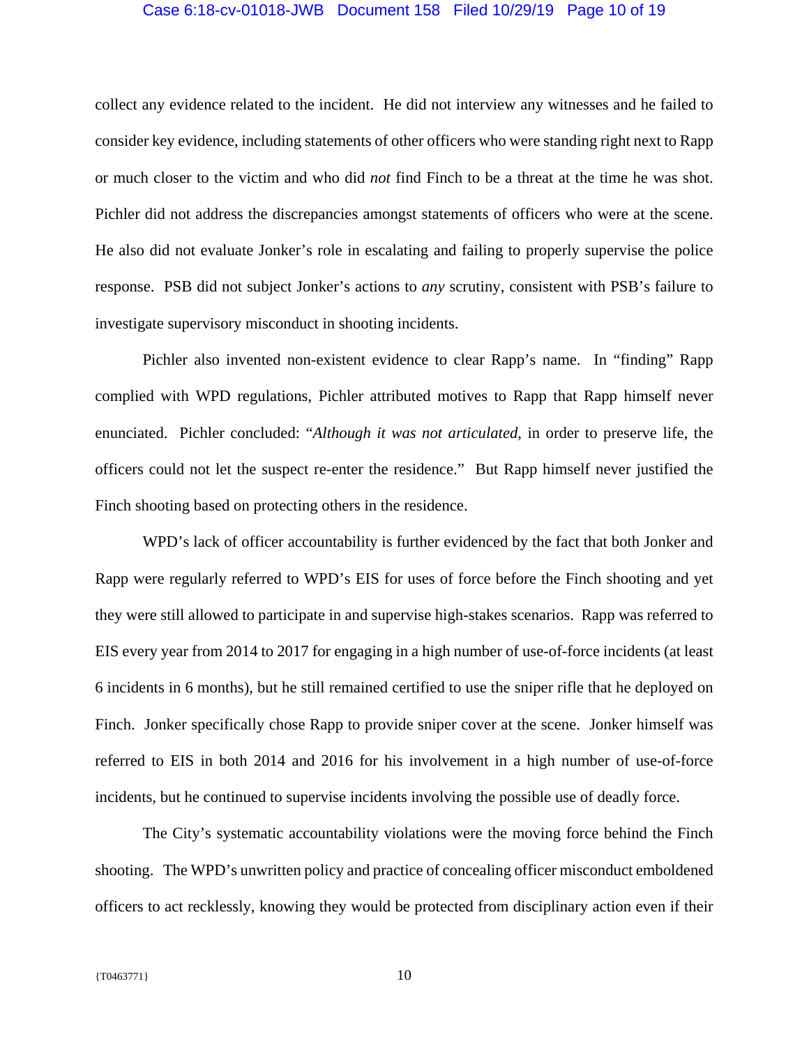collect any evidence related to the incident. He did not interview any witnesses and he failed to consider key evidence, including statements of other officers who were standing right next to Rapp or much closer to the victim and who did *not* find Finch to be a threat at the time he was shot. Pichler did not address the discrepancies amongst statements of officers who were at the scene. He also did not evaluate Jonker's role in escalating and failing to properly supervise the police response. PSB did not subject Jonker's actions to *any* scrutiny, consistent with PSB's failure to investigate supervisory misconduct in shooting incidents.

Pichler also invented non-existent evidence to clear Rapp's name. In "finding" Rapp complied with WPD regulations, Pichler attributed motives to Rapp that Rapp himself never enunciated. Pichler concluded: "*Although it was not articulated*, in order to preserve life, the officers could not let the suspect re-enter the residence." But Rapp himself never justified the Finch shooting based on protecting others in the residence.

WPD's lack of officer accountability is further evidenced by the fact that both Jonker and Rapp were regularly referred to WPD's EIS for uses of force before the Finch shooting and yet they were still allowed to participate in and supervise high-stakes scenarios. Rapp was referred to EIS every year from 2014 to 2017 for engaging in a high number of use-of-force incidents (at least 6 incidents in 6 months), but he still remained certified to use the sniper rifle that he deployed on Finch. Jonker specifically chose Rapp to provide sniper cover at the scene. Jonker himself was referred to EIS in both 2014 and 2016 for his involvement in a high number of use-of-force incidents, but he continued to supervise incidents involving the possible use of deadly force.

The City's systematic accountability violations were the moving force behind the Finch shooting. The WPD's unwritten policy and practice of concealing officer misconduct emboldened officers to act recklessly, knowing they would be protected from disciplinary action even if their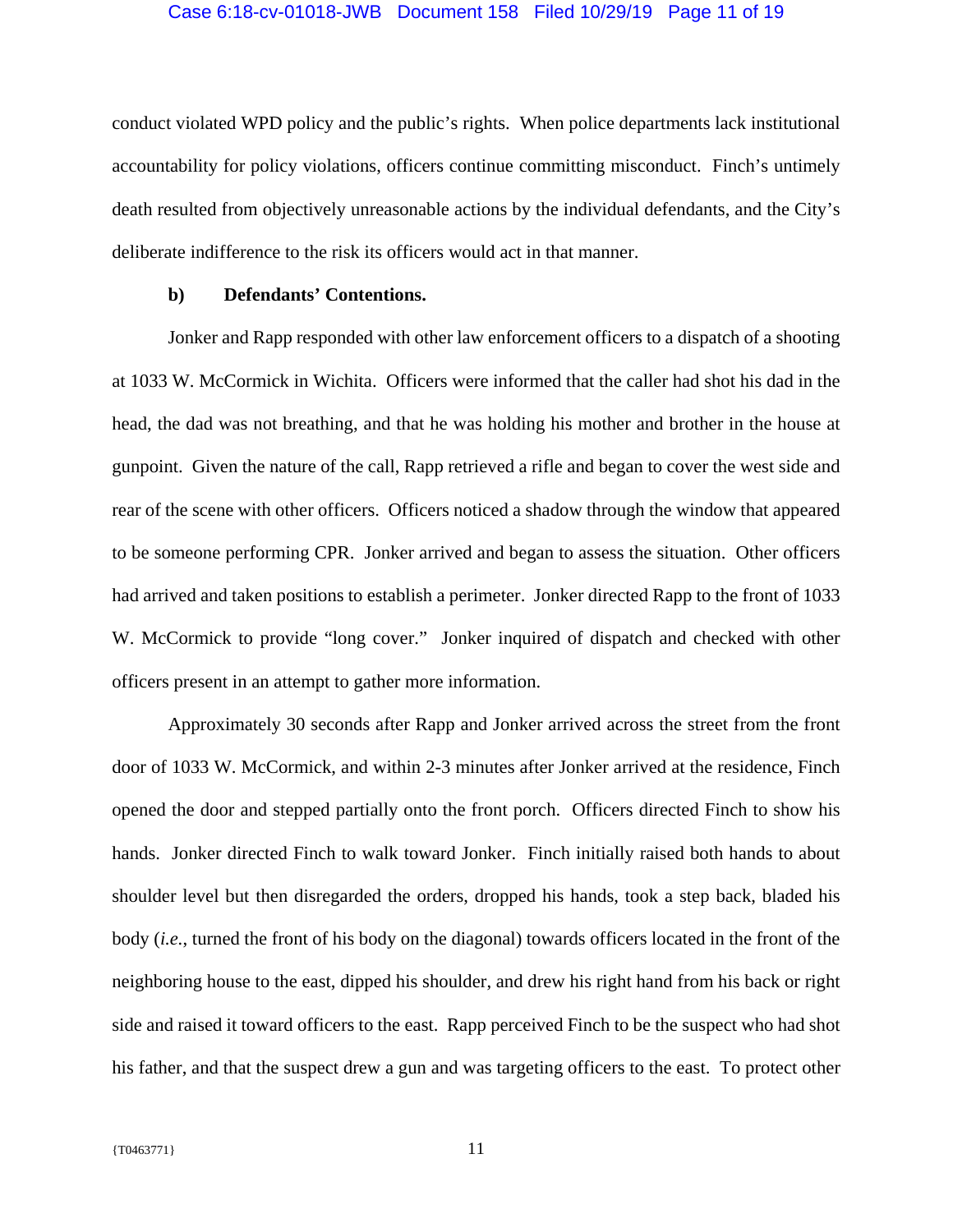conduct violated WPD policy and the public's rights. When police departments lack institutional accountability for policy violations, officers continue committing misconduct. Finch's untimely death resulted from objectively unreasonable actions by the individual defendants, and the City's deliberate indifference to the risk its officers would act in that manner.

**b) Defendants' Contentions.**

Jonker and Rapp responded with other law enforcement officers to a dispatch of a shooting at 1033 W. McCormick in Wichita. Officers were informed that the caller had shot his dad in the head, the dad was not breathing, and that he was holding his mother and brother in the house at gunpoint. Given the nature of the call, Rapp retrieved a rifle and began to cover the west side and rear of the scene with other officers. Officers noticed a shadow through the window that appeared to be someone performing CPR. Jonker arrived and began to assess the situation. Other officers had arrived and taken positions to establish a perimeter. Jonker directed Rapp to the front of 1033 W. McCormick to provide "long cover." Jonker inquired of dispatch and checked with other officers present in an attempt to gather more information.

Approximately 30 seconds after Rapp and Jonker arrived across the street from the front door of 1033 W. McCormick, and within 2-3 minutes after Jonker arrived at the residence, Finch opened the door and stepped partially onto the front porch. Officers directed Finch to show his hands. Jonker directed Finch to walk toward Jonker. Finch initially raised both hands to about shoulder level but then disregarded the orders, dropped his hands, took a step back, bladed his body (*i.e.*, turned the front of his body on the diagonal) towards officers located in the front of the neighboring house to the east, dipped his shoulder, and drew his right hand from his back or right side and raised it toward officers to the east. Rapp perceived Finch to be the suspect who had shot his father, and that the suspect drew a gun and was targeting officers to the east. To protect other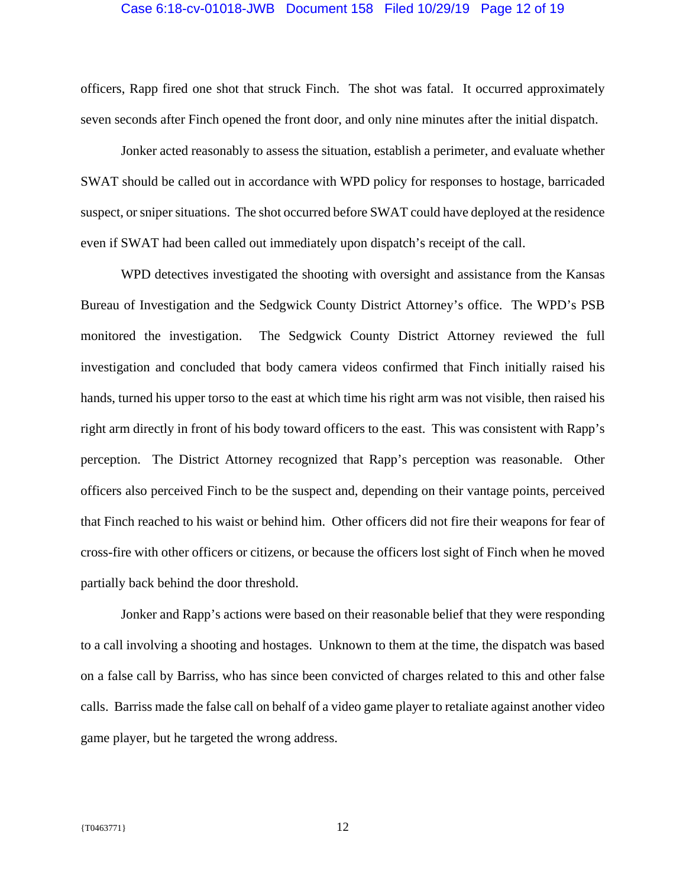officers, Rapp fired one shot that struck Finch. The shot was fatal. It occurred approximately seven seconds after Finch opened the front door, and only nine minutes after the initial dispatch.

Jonker acted reasonably to assess the situation, establish a perimeter, and evaluate whether SWAT should be called out in accordance with WPD policy for responses to hostage, barricaded suspect, or sniper situations. The shot occurred before SWAT could have deployed at the residence even if SWAT had been called out immediately upon dispatch's receipt of the call.

WPD detectives investigated the shooting with oversight and assistance from the Kansas Bureau of Investigation and the Sedgwick County District Attorney's office. The WPD's PSB monitored the investigation. The Sedgwick County District Attorney reviewed the full investigation and concluded that body camera videos confirmed that Finch initially raised his hands, turned his upper torso to the east at which time his right arm was not visible, then raised his right arm directly in front of his body toward officers to the east. This was consistent with Rapp's perception. The District Attorney recognized that Rapp's perception was reasonable. Other officers also perceived Finch to be the suspect and, depending on their vantage points, perceived that Finch reached to his waist or behind him. Other officers did not fire their weapons for fear of cross-fire with other officers or citizens, or because the officers lost sight of Finch when he moved partially back behind the door threshold.

Jonker and Rapp's actions were based on their reasonable belief that they were responding to a call involving a shooting and hostages. Unknown to them at the time, the dispatch was based on a false call by Barriss, who has since been convicted of charges related to this and other false calls. Barriss made the false call on behalf of a video game player to retaliate against another video game player, but he targeted the wrong address.

{T0463771}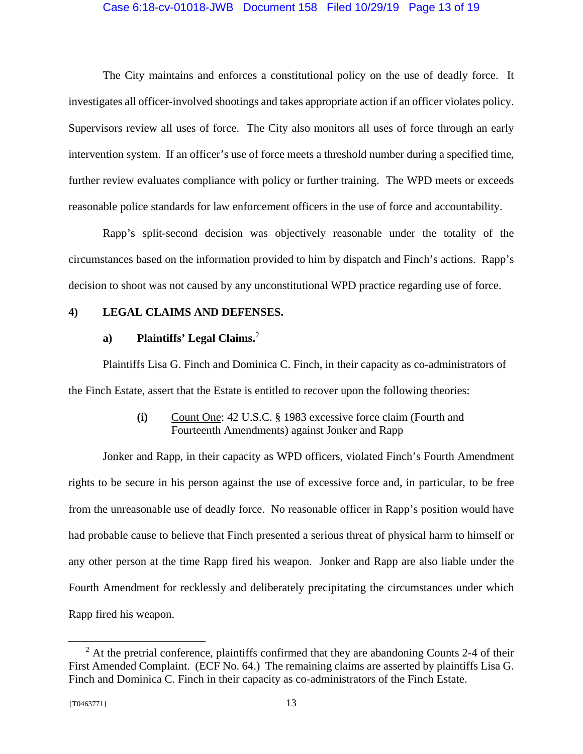The City maintains and enforces a constitutional policy on the use of deadly force. It investigates all officer-involved shootings and takes appropriate action if an officer violates policy. Supervisors review all uses of force. The City also monitors all uses of force through an early intervention system. If an officer's use of force meets a threshold number during a specified time, further review evaluates compliance with policy or further training. The WPD meets or exceeds reasonable police standards for law enforcement officers in the use of force and accountability.

Rapp's split-second decision was objectively reasonable under the totality of the circumstances based on the information provided to him by dispatch and Finch's actions. Rapp's decision to shoot was not caused by any unconstitutional WPD practice regarding use of force.

## 4) LEGAL CLAIMS AND DEFENSES.

### a) Plaintiffs' Legal Claims.[2]

Plaintiffs Lisa G. Finch and Dominica C. Finch, in their capacity as co-administrators of the Finch Estate, assert that the Estate is entitled to recover upon the following theories:

**(i)** Count One: 42 U.S.C. § 1983 excessive force claim (Fourth and Fourteenth Amendments) against Jonker and Rapp

Jonker and Rapp, in their capacity as WPD officers, violated Finch's Fourth Amendment rights to be secure in his person against the use of excessive force and, in particular, to be free from the unreasonable use of deadly force. No reasonable officer in Rapp's position would have had probable cause to believe that Finch presented a serious threat of physical harm to himself or any other person at the time Rapp fired his weapon. Jonker and Rapp are also liable under the Fourth Amendment for recklessly and deliberately precipitating the circumstances under which Rapp fired his weapon.

---

[2] At the pretrial conference, plaintiffs confirmed that they are abandoning Counts 2-4 of their First Amended Complaint. (ECF No. 64.) The remaining claims are asserted by plaintiffs Lisa G. Finch and Dominica C. Finch in their capacity as co-administrators of the Finch Estate.

{T0463771}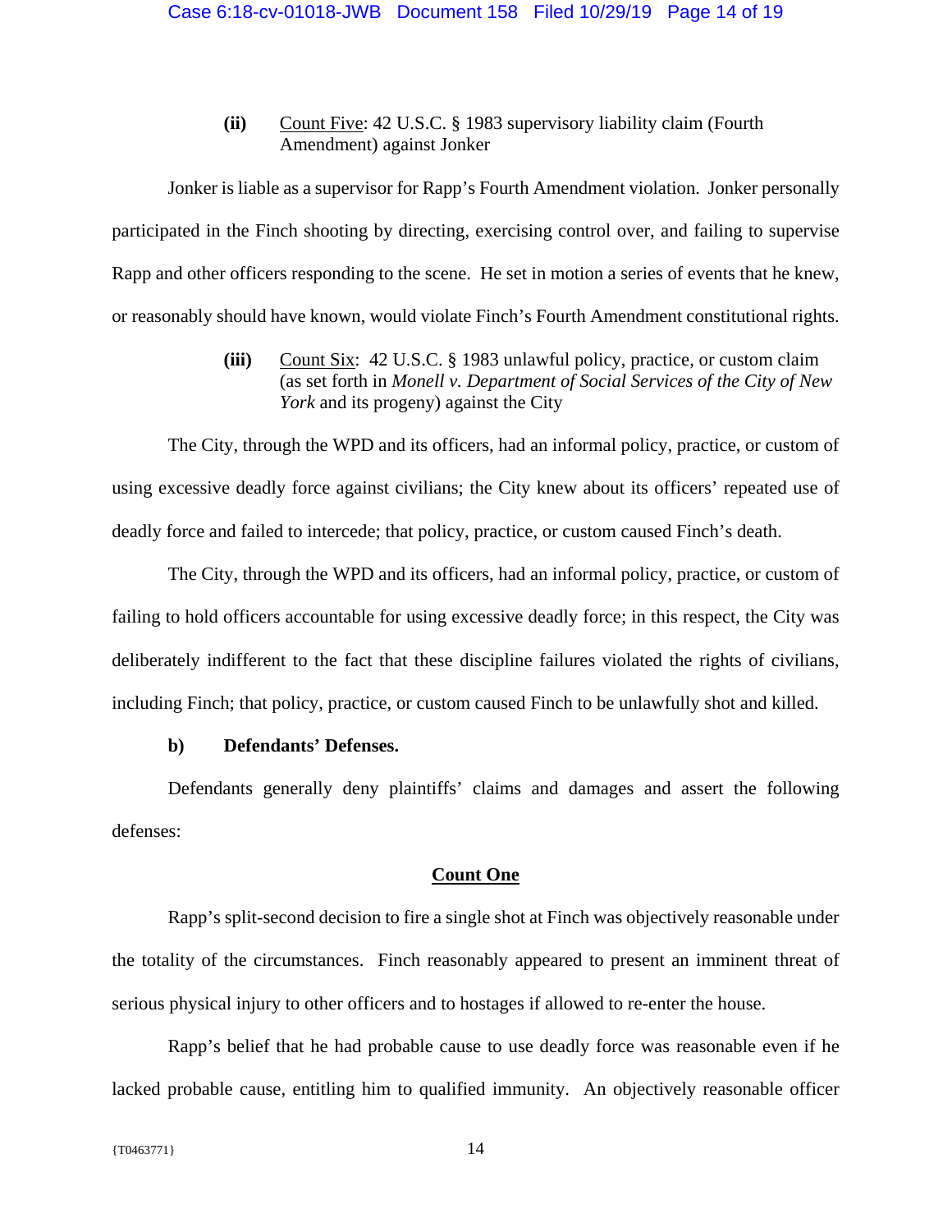**(ii)** Count Five: 42 U.S.C. § 1983 supervisory liability claim (Fourth Amendment) against Jonker

Jonker is liable as a supervisor for Rapp's Fourth Amendment violation. Jonker personally participated in the Finch shooting by directing, exercising control over, and failing to supervise Rapp and other officers responding to the scene. He set in motion a series of events that he knew, or reasonably should have known, would violate Finch's Fourth Amendment constitutional rights.

**(iii)** Count Six: 42 U.S.C. § 1983 unlawful policy, practice, or custom claim (as set forth in *Monell v. Department of Social Services of the City of New York* and its progeny) against the City

The City, through the WPD and its officers, had an informal policy, practice, or custom of using excessive deadly force against civilians; the City knew about its officers' repeated use of deadly force and failed to intercede; that policy, practice, or custom caused Finch's death.

The City, through the WPD and its officers, had an informal policy, practice, or custom of failing to hold officers accountable for using excessive deadly force; in this respect, the City was deliberately indifferent to the fact that these discipline failures violated the rights of civilians, including Finch; that policy, practice, or custom caused Finch to be unlawfully shot and killed.

**b) Defendants' Defenses.**

Defendants generally deny plaintiffs' claims and damages and assert the following defenses:

**Count One**

Rapp's split-second decision to fire a single shot at Finch was objectively reasonable under the totality of the circumstances. Finch reasonably appeared to present an imminent threat of serious physical injury to other officers and to hostages if allowed to re-enter the house.

Rapp's belief that he had probable cause to use deadly force was reasonable even if he lacked probable cause, entitling him to qualified immunity. An objectively reasonable officer

{T0463771}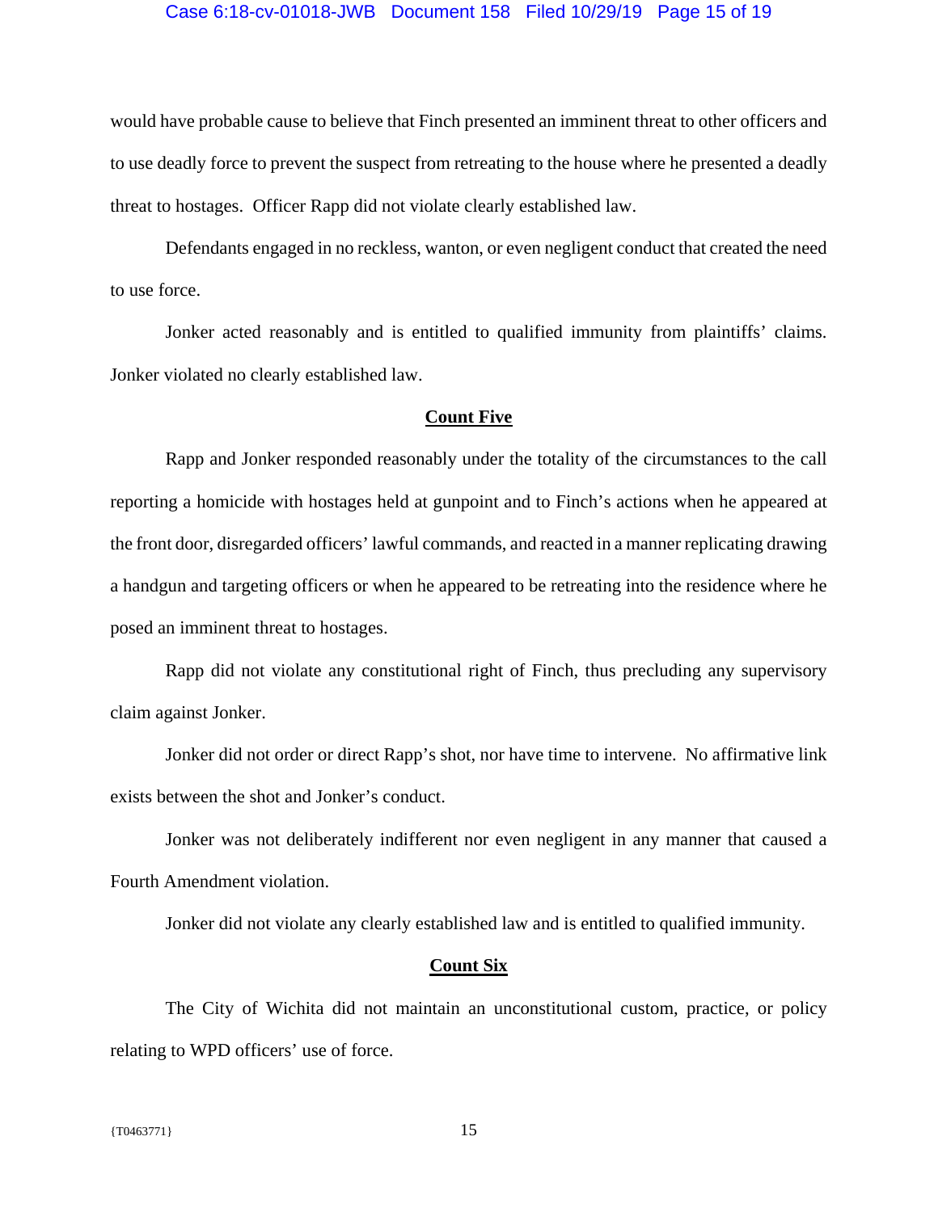would have probable cause to believe that Finch presented an imminent threat to other officers and to use deadly force to prevent the suspect from retreating to the house where he presented a deadly threat to hostages. Officer Rapp did not violate clearly established law.

Defendants engaged in no reckless, wanton, or even negligent conduct that created the need to use force.

Jonker acted reasonably and is entitled to qualified immunity from plaintiffs' claims. Jonker violated no clearly established law.

**Count Five**

Rapp and Jonker responded reasonably under the totality of the circumstances to the call reporting a homicide with hostages held at gunpoint and to Finch's actions when he appeared at the front door, disregarded officers' lawful commands, and reacted in a manner replicating drawing a handgun and targeting officers or when he appeared to be retreating into the residence where he posed an imminent threat to hostages.

Rapp did not violate any constitutional right of Finch, thus precluding any supervisory claim against Jonker.

Jonker did not order or direct Rapp's shot, nor have time to intervene. No affirmative link exists between the shot and Jonker's conduct.

Jonker was not deliberately indifferent nor even negligent in any manner that caused a Fourth Amendment violation.

Jonker did not violate any clearly established law and is entitled to qualified immunity.

**Count Six**

The City of Wichita did not maintain an unconstitutional custom, practice, or policy relating to WPD officers' use of force.

{T0463771}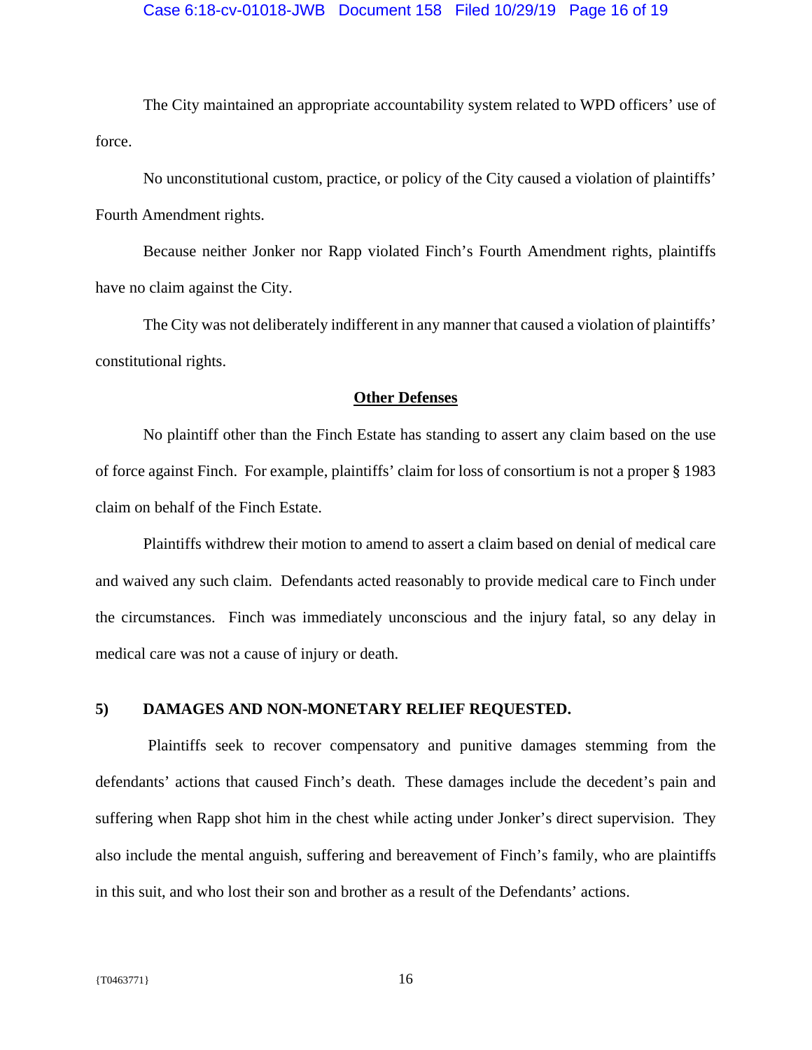The City maintained an appropriate accountability system related to WPD officers' use of force.

No unconstitutional custom, practice, or policy of the City caused a violation of plaintiffs' Fourth Amendment rights.

Because neither Jonker nor Rapp violated Finch's Fourth Amendment rights, plaintiffs have no claim against the City.

The City was not deliberately indifferent in any manner that caused a violation of plaintiffs' constitutional rights.

**Other Defenses**

No plaintiff other than the Finch Estate has standing to assert any claim based on the use of force against Finch. For example, plaintiffs' claim for loss of consortium is not a proper § 1983 claim on behalf of the Finch Estate.

Plaintiffs withdrew their motion to amend to assert a claim based on denial of medical care and waived any such claim. Defendants acted reasonably to provide medical care to Finch under the circumstances. Finch was immediately unconscious and the injury fatal, so any delay in medical care was not a cause of injury or death.

**5) DAMAGES AND NON-MONETARY RELIEF REQUESTED.**

Plaintiffs seek to recover compensatory and punitive damages stemming from the defendants' actions that caused Finch's death. These damages include the decedent's pain and suffering when Rapp shot him in the chest while acting under Jonker's direct supervision. They also include the mental anguish, suffering and bereavement of Finch's family, who are plaintiffs in this suit, and who lost their son and brother as a result of the Defendants' actions.

{T0463771}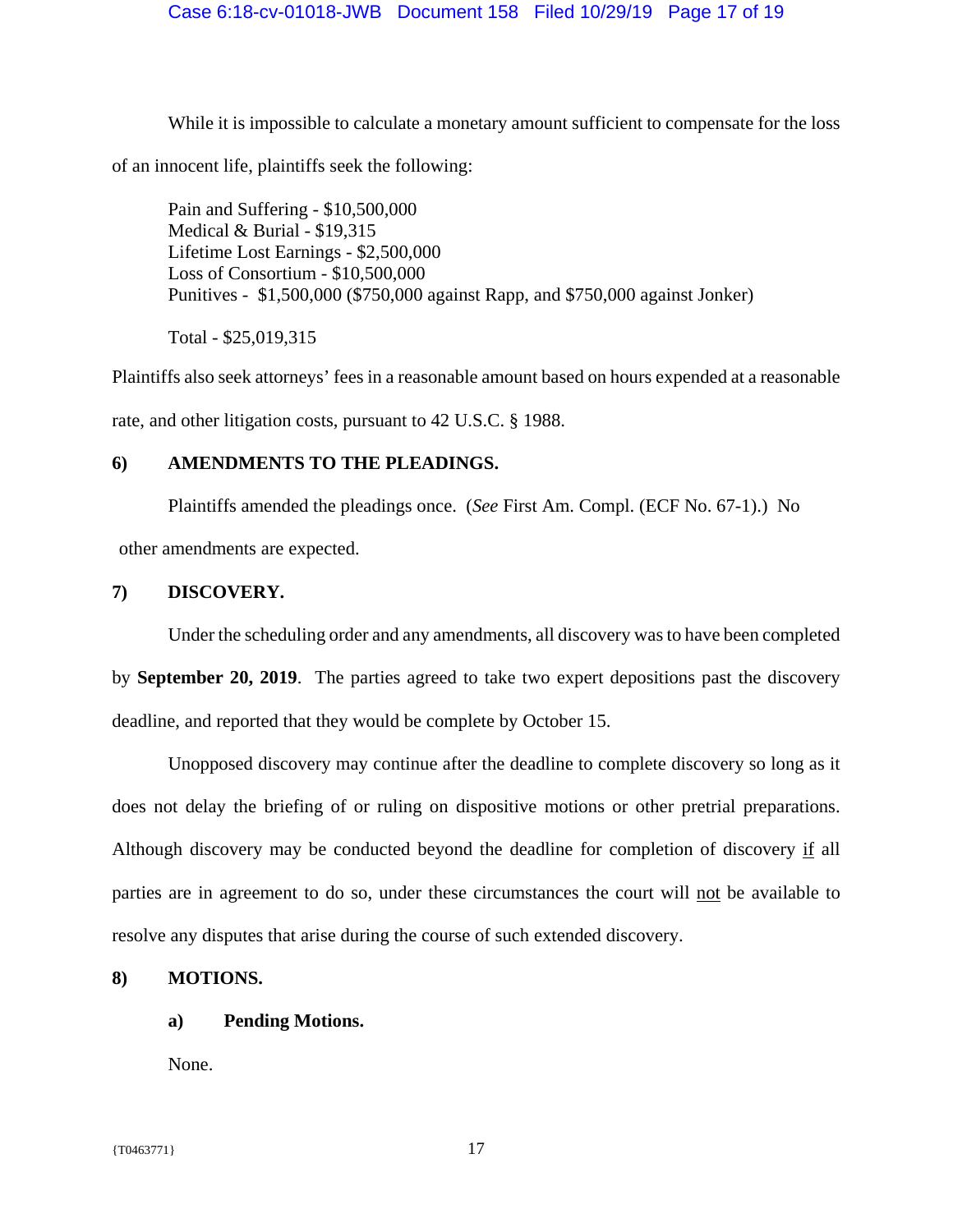While it is impossible to calculate a monetary amount sufficient to compensate for the loss of an innocent life, plaintiffs seek the following:

Pain and Suffering - $10,500,000
Medical & Burial - $19,315
Lifetime Lost Earnings - $2,500,000
Loss of Consortium - $10,500,000
Punitives - $1,500,000 ($750,000 against Rapp, and $750,000 against Jonker)

Total - $25,019,315

Plaintiffs also seek attorneys' fees in a reasonable amount based on hours expended at a reasonable rate, and other litigation costs, pursuant to 42 U.S.C. § 1988.

**6) AMENDMENTS TO THE PLEADINGS.**

Plaintiffs amended the pleadings once. (*See* First Am. Compl. (ECF No. 67-1).) No other amendments are expected.

**7) DISCOVERY.**

Under the scheduling order and any amendments, all discovery was to have been completed by **September 20, 2019**. The parties agreed to take two expert depositions past the discovery deadline, and reported that they would be complete by October 15.

Unopposed discovery may continue after the deadline to complete discovery so long as it does not delay the briefing of or ruling on dispositive motions or other pretrial preparations. Although discovery may be conducted beyond the deadline for completion of discovery <u>if</u> all parties are in agreement to do so, under these circumstances the court will <u>not</u> be available to resolve any disputes that arise during the course of such extended discovery.

**8) MOTIONS.**

**a) Pending Motions.**

None.

{T0463771}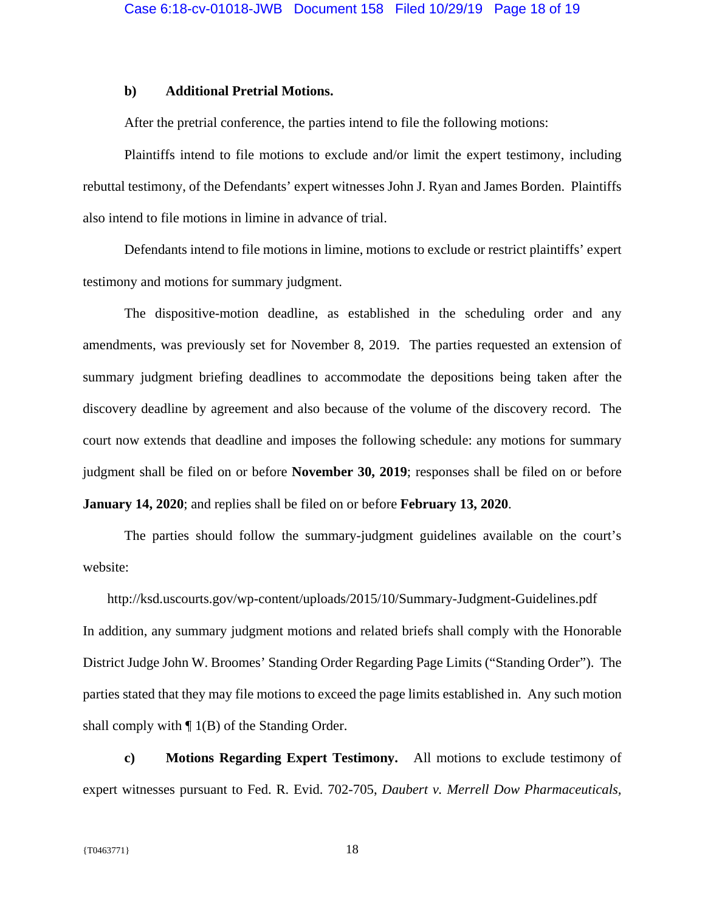**b) Additional Pretrial Motions.**

After the pretrial conference, the parties intend to file the following motions:

Plaintiffs intend to file motions to exclude and/or limit the expert testimony, including rebuttal testimony, of the Defendants' expert witnesses John J. Ryan and James Borden. Plaintiffs also intend to file motions in limine in advance of trial.

Defendants intend to file motions in limine, motions to exclude or restrict plaintiffs' expert testimony and motions for summary judgment.

The dispositive-motion deadline, as established in the scheduling order and any amendments, was previously set for November 8, 2019. The parties requested an extension of summary judgment briefing deadlines to accommodate the depositions being taken after the discovery deadline by agreement and also because of the volume of the discovery record. The court now extends that deadline and imposes the following schedule: any motions for summary judgment shall be filed on or before **November 30, 2019**; responses shall be filed on or before **January 14, 2020**; and replies shall be filed on or before **February 13, 2020**.

The parties should follow the summary-judgment guidelines available on the court's website:

http://ksd.uscourts.gov/wp-content/uploads/2015/10/Summary-Judgment-Guidelines.pdf

In addition, any summary judgment motions and related briefs shall comply with the Honorable District Judge John W. Broomes' Standing Order Regarding Page Limits ("Standing Order"). The parties stated that they may file motions to exceed the page limits established in. Any such motion shall comply with ¶ 1(B) of the Standing Order.

**c) Motions Regarding Expert Testimony.** All motions to exclude testimony of expert witnesses pursuant to Fed. R. Evid. 702-705, *Daubert v. Merrell Dow Pharmaceuticals,*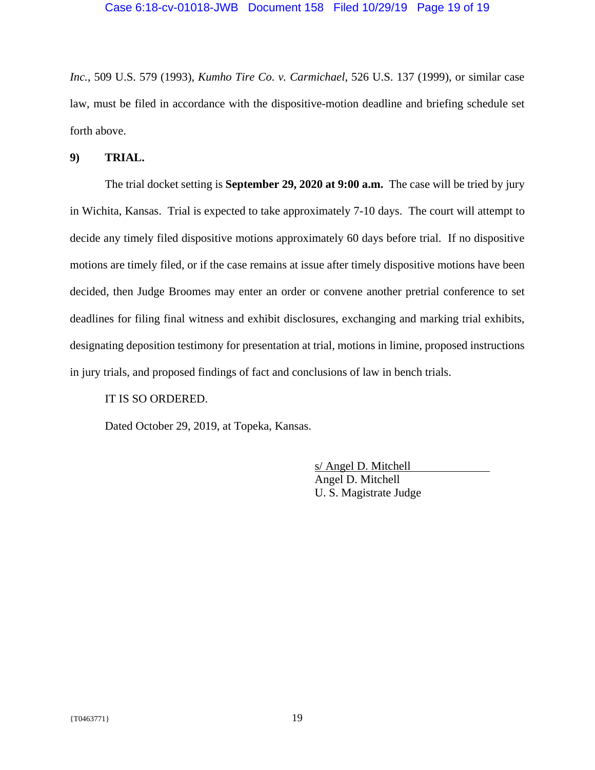*Inc.*, 509 U.S. 579 (1993), *Kumho Tire Co. v. Carmichael*, 526 U.S. 137 (1999), or similar case law, must be filed in accordance with the dispositive-motion deadline and briefing schedule set forth above.

**9) TRIAL.**

The trial docket setting is **September 29, 2020 at 9:00 a.m.** The case will be tried by jury in Wichita, Kansas. Trial is expected to take approximately 7-10 days. The court will attempt to decide any timely filed dispositive motions approximately 60 days before trial. If no dispositive motions are timely filed, or if the case remains at issue after timely dispositive motions have been decided, then Judge Broomes may enter an order or convene another pretrial conference to set deadlines for filing final witness and exhibit disclosures, exchanging and marking trial exhibits, designating deposition testimony for presentation at trial, motions in limine, proposed instructions in jury trials, and proposed findings of fact and conclusions of law in bench trials.

IT IS SO ORDERED.

Dated October 29, 2019, at Topeka, Kansas.

s/ Angel D. Mitchell
Angel D. Mitchell
U. S. Magistrate Judge

{T0463771}